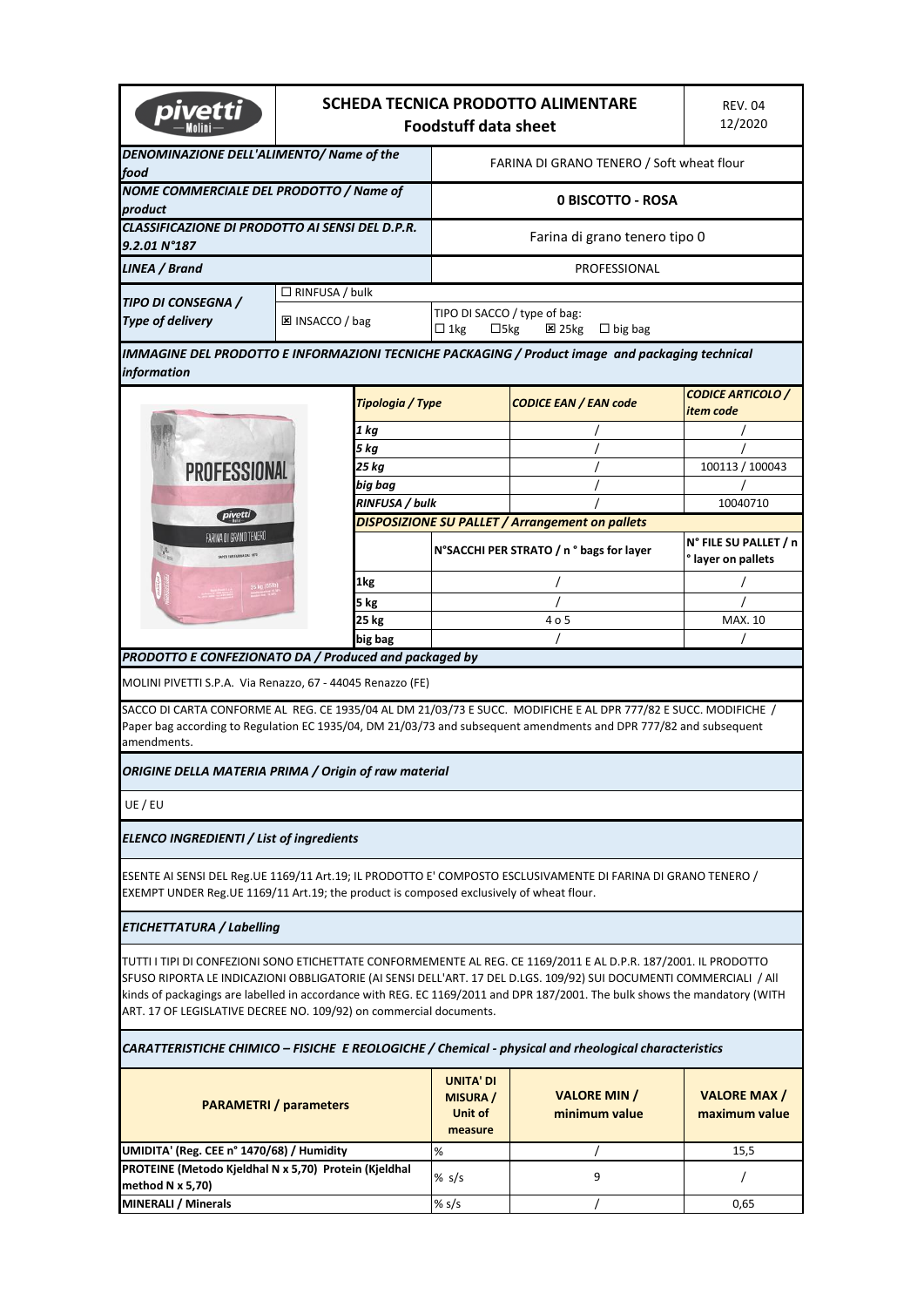# SCHEDA TECNICA PRODOTTO ALIMENTARE
## Foodstuff data sheet

REV. 04
12/2020

| | |
|---|---|
| ***DENOMINAZIONE DELL'ALIMENTO/ Name of the food*** | FARINA DI GRANO TENERO / Soft wheat flour |
| ***NOME COMMERCIALE DEL PRODOTTO / Name of product*** | **0 BISCOTTO - ROSA** |
| ***CLASSIFICAZIONE DI PRODOTTO AI SENSI DEL D.P.R. 9.2.01 N°187*** | Farina di grano tenero tipo 0 |
| ***LINEA / Brand*** | PROFESSIONAL |

| | | |
|---|---|---|
| ***TIPO DI CONSEGNA / Type of delivery*** | ☐ RINFUSA / bulk | |
| | ☒ INSACCO / bag | TIPO DI SACCO / type of bag: ☐ 1kg ☐5kg ☒ 25kg ☐ big bag |

***IMMAGINE DEL PRODOTTO E INFORMAZIONI TECNICHE PACKAGING / Product image and packaging technical information***

| *Tipologia / Type* | *CODICE EAN / EAN code* | *CODICE ARTICOLO / item code* |
|---|---|---|
| *1 kg* | / | / |
| *5 kg* | / | / |
| *25 kg* | / | 100113 / 100043 |
| *big bag* | / | / |
| *RINFUSA / bulk* | / | 10040710 |

***DISPOSIZIONE SU PALLET / Arrangement on pallets***

| | N°SACCHI PER STRATO / n ° bags for layer | N° FILE SU PALLET / n ° layer on pallets |
|---|---|---|
| 1kg | / | / |
| 5 kg | / | / |
| 25 kg | 4 o 5 | MAX. 10 |
| big bag | / | / |

***PRODOTTO E CONFEZIONATO DA / Produced and packaged by***

MOLINI PIVETTI S.P.A. Via Renazzo, 67 - 44045 Renazzo (FE)

SACCO DI CARTA CONFORME AL REG. CE 1935/04 AL DM 21/03/73 E SUCC. MODIFICHE E AL DPR 777/82 E SUCC. MODIFICHE / Paper bag according to Regulation EC 1935/04, DM 21/03/73 and subsequent amendments and DPR 777/82 and subsequent amendments.

***ORIGINE DELLA MATERIA PRIMA / Origin of raw material***

UE / EU

***ELENCO INGREDIENTI / List of ingredients***

ESENTE AI SENSI DEL Reg.UE 1169/11 Art.19; IL PRODOTTO E' COMPOSTO ESCLUSIVAMENTE DI FARINA DI GRANO TENERO / EXEMPT UNDER Reg.UE 1169/11 Art.19; the product is composed exclusively of wheat flour.

***ETICHETTATURA / Labelling***

TUTTI I TIPI DI CONFEZIONI SONO ETICHETTATE CONFORMEMENTE AL REG. CE 1169/2011 E AL D.P.R. 187/2001. IL PRODOTTO SFUSO RIPORTA LE INDICAZIONI OBBLIGATORIE (AI SENSI DELL'ART. 17 DEL D.LGS. 109/92) SUI DOCUMENTI COMMERCIALI / All kinds of packagings are labelled in accordance with REG. EC 1169/2011 and DPR 187/2001. The bulk shows the mandatory (WITH ART. 17 OF LEGISLATIVE DECREE NO. 109/92) on commercial documents.

***CARATTERISTICHE CHIMICO – FISICHE E REOLOGICHE / Chemical - physical and rheological characteristics***

| PARAMETRI / parameters | UNITA' DI MISURA / Unit of measure | VALORE MIN / minimum value | VALORE MAX / maximum value |
|---|---|---|---|
| **UMIDITA' (Reg. CEE n° 1470/68) / Humidity** | % | / | 15,5 |
| **PROTEINE (Metodo Kjeldhal N x 5,70) Protein (Kjeldhal method N x 5,70)** | % s/s | 9 | / |
| **MINERALI / Minerals** | % s/s | / | 0,65 |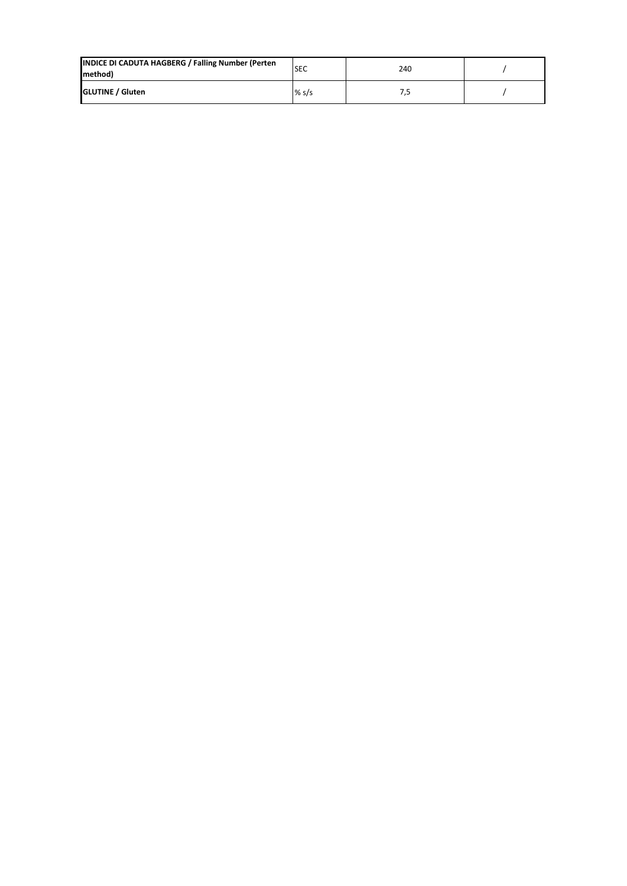| | | | |
|---|---|---|---|
| **INDICE DI CADUTA HAGBERG / Falling Number (Perten method)** | SEC | 240 | / |
| **GLUTINE / Gluten** | % s/s | 7,5 | / |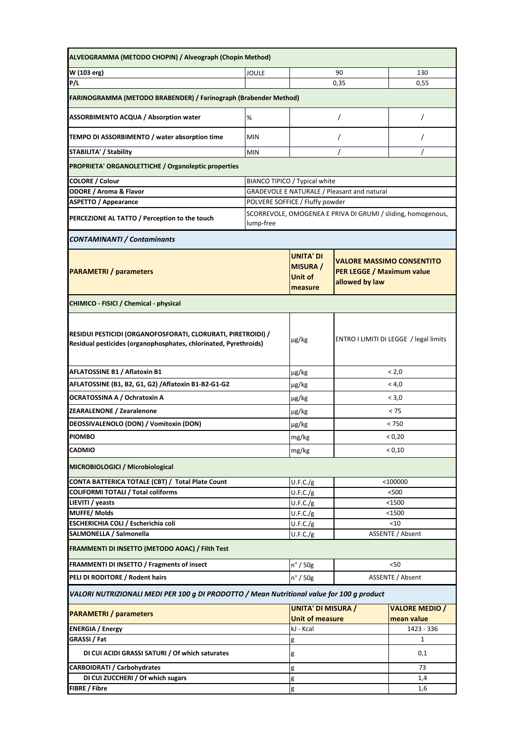| ALVEOGRAMMA (METODO CHOPIN) / Alveograph (Chopin Method) | | | |
|---|---|---|---|
| W (103 erg) | JOULE | 90 | 130 |
| P/L | | 0,35 | 0,55 |
| **FARINOGRAMMA (METODO BRABENDER) / Farinograph (Brabender Method)** | | | |
| ASSORBIMENTO ACQUA / Absorption water | % | / | / |
| TEMPO DI ASSORBIMENTO / water absorption time | MIN | / | / |
| STABILITA' / Stability | MIN | / | / |
| **PROPRIETA' ORGANOLETTICHE / Organoleptic properties** | | | |
| COLORE / Colour | BIANCO TIPICO / Typical white | | |
| ODORE / Aroma & Flavor | GRADEVOLE E NATURALE / Pleasant and natural | | |
| ASPETTO / Appearance | POLVERE SOFFICE / Fluffy powder | | |
| PERCEZIONE AL TATTO / Perception to the touch | SCORREVOLE, OMOGENEA E PRIVA DI GRUMI / sliding, homogenous, lump-free | | |

*CONTAMINANTI / Contaminants*

| PARAMETRI / parameters | UNITA' DI MISURA / Unit of measure | VALORE MASSIMO CONSENTITO PER LEGGE / Maximum value allowed by law |
|---|---|---|
| **CHIMICO - FISICI / Chemical - physical** | | |
| RESIDUI PESTICIDI (ORGANOFOSFORATI, CLORURATI, PIRETROIDI) / Residual pesticides (organophosphates, chlorinated, Pyrethroids) | µg/kg | ENTRO I LIMITI DI LEGGE / legal limits |
| AFLATOSSINE B1 / Aflatoxin B1 | µg/kg | < 2,0 |
| AFLATOSSINE (B1, B2, G1, G2) /Aflatoxin B1-B2-G1-G2 | µg/kg | < 4,0 |
| OCRATOSSINA A / Ochratoxin A | µg/kg | < 3,0 |
| ZEARALENONE / Zearalenone | µg/kg | < 75 |
| DEOSSIVALENOLO (DON) / Vomitoxin (DON) | µg/kg | < 750 |
| PIOMBO | mg/kg | < 0,20 |
| CADMIO | mg/kg | < 0,10 |
| **MICROBIOLOGICI / Microbiological** | | |
| CONTA BATTERICA TOTALE (CBT) / Total Plate Count | U.F.C./g | <100000 |
| COLIFORMI TOTALI / Total coliforms | U.F.C./g | <500 |
| LIEVITI / yeasts | U.F.C./g | <1500 |
| MUFFE/ Molds | U.F.C./g | <1500 |
| ESCHERICHIA COLI / Escherichia coli | U.F.C./g | <10 |
| SALMONELLA / Salmonella | U.F.C./g | ASSENTE / Absent |
| **FRAMMENTI DI INSETTO (METODO AOAC) / Filth Test** | | |
| FRAMMENTI DI INSETTO / Fragments of insect | n° / 50g | <50 |
| PELI DI RODITORE / Rodent hairs | n° / 50g | ASSENTE / Absent |

*VALORI NUTRIZIONALI MEDI PER 100 g DI PRODOTTO / Mean Nutritional value for 100 g product*

| PARAMETRI / parameters | UNITA' DI MISURA / Unit of measure | VALORE MEDIO / mean value |
|---|---|---|
| ENERGIA / Energy | kJ - Kcal | 1423 - 336 |
| GRASSI / Fat | g | 1 |
| DI CUI ACIDI GRASSI SATURI / Of which saturates | g | 0,1 |
| CARBOIDRATI / Carbohydrates | g | 73 |
| DI CUI ZUCCHERI / Of which sugars | g | 1,4 |
| FIBRE / Fibre | g | 1,6 |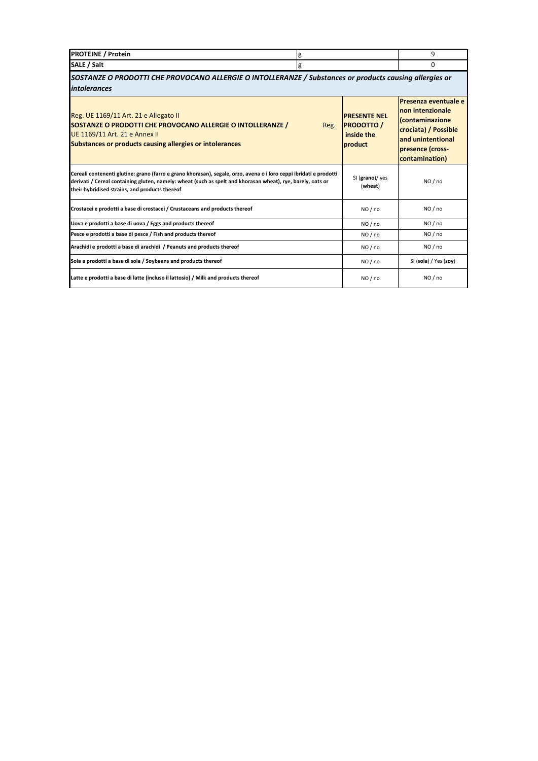| PROTEINE / Protein | g | 9 |
| --- | --- | --- |
| SALE / Salt | g | 0 |

***SOSTANZE O PRODOTTI CHE PROVOCANO ALLERGIE O INTOLLERANZE / Substances or products causing allergies or intolerances***

| Reg. UE 1169/11 Art. 21 e Allegato II **SOSTANZE O PRODOTTI CHE PROVOCANO ALLERGIE O INTOLLERANZE /** Reg. UE 1169/11 Art. 21 e Annex II **Substances or products causing allergies or intolerances** | **PRESENTE NEL PRODOTTO / inside the product** | **Presenza eventuale e non intenzionale (contaminazione crociata) / Possible and unintentional presence (cross-contamination)** |
| --- | --- | --- |
| **Cereali contenenti glutine: grano (farro e grano khorasan), segale, orzo, avena o i loro ceppi ibridati e prodotti derivati / Cereal containing gluten, namely: wheat (such as spelt and khorasan wheat), rye, barely, oats or their hybridised strains, and products thereof** | SI (**grano**)/ yes (**wheat**) | NO / no |
| **Crostacei e prodotti a base di crostacei / Crustaceans and products thereof** | NO / no | NO / no |
| **Uova e prodotti a base di uova / Eggs and products thereof** | NO / no | NO / no |
| **Pesce e prodotti a base di pesce / Fish and products thereof** | NO / no | NO / no |
| **Arachidi e prodotti a base di arachidi / Peanuts and products thereof** | NO / no | NO / no |
| **Soia e prodotti a base di soia / Soybeans and products thereof** | NO / no | SI (**soia**) / Yes (**soy**) |
| **Latte e prodotti a base di latte (incluso il lattosio) / Milk and products thereof** | NO / no | NO / no |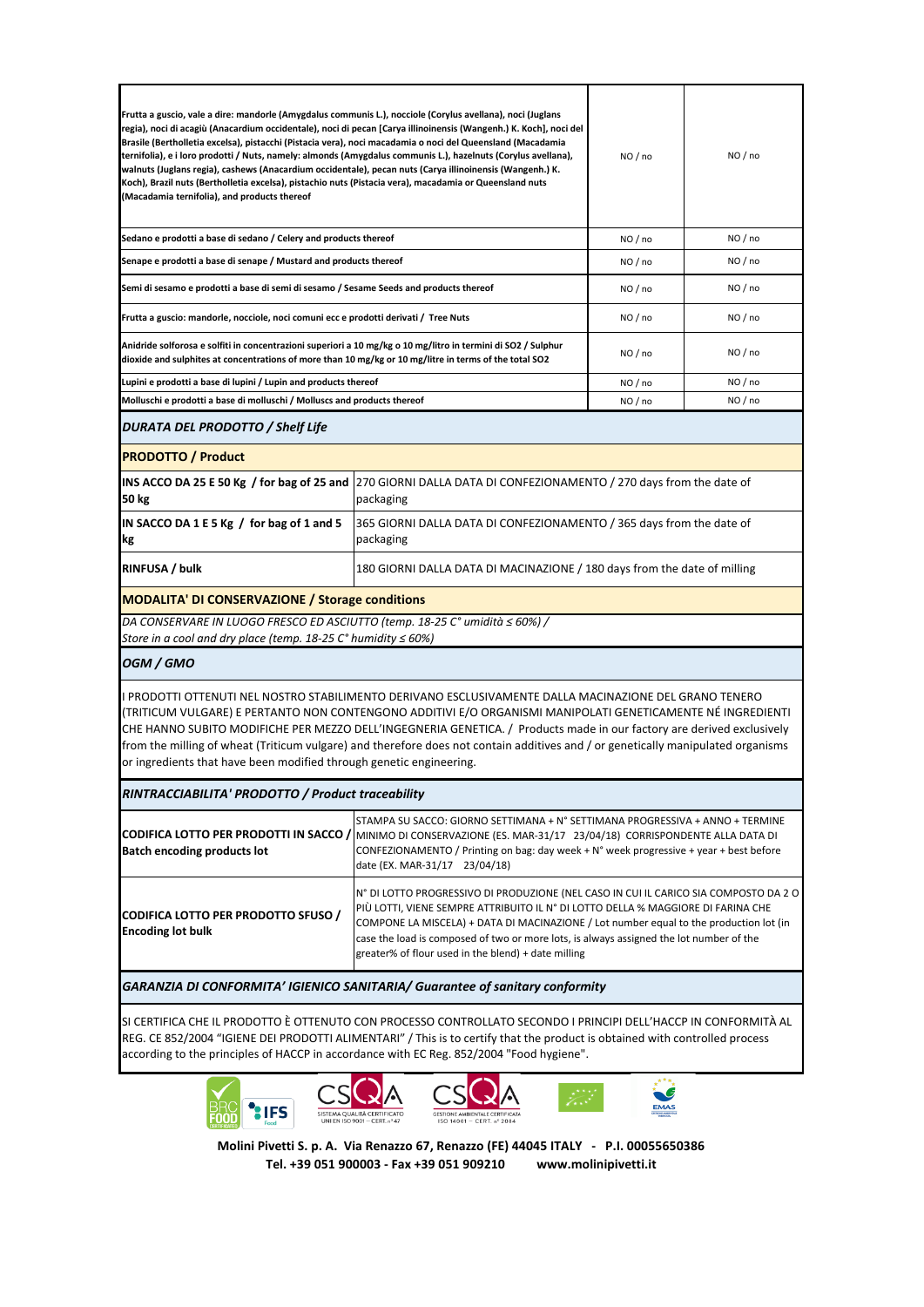| | | |
|---|---|---|
| **Frutta a guscio, vale a dire: mandorle (Amygdalus communis L.), nocciole (Corylus avellana), noci (Juglans regia), noci di acagiù (Anacardium occidentale), noci di pecan [Carya illinoinensis (Wangenh.) K. Koch], noci del Brasile (Bertholletia excelsa), pistacchi (Pistacia vera), noci macadamia o noci del Queensland (Macadamia ternifolia), e i loro prodotti / Nuts, namely: almonds (Amygdalus communis L.), hazelnuts (Corylus avellana), walnuts (Juglans regia), cashews (Anacardium occidentale), pecan nuts (Carya illinoinensis (Wangenh.) K. Koch), Brazil nuts (Bertholletia excelsa), pistachio nuts (Pistacia vera), macadamia or Queensland nuts (Macadamia ternifolia), and products thereof** | NO / no | NO / no |
| **Sedano e prodotti a base di sedano / Celery and products thereof** | NO / no | NO / no |
| **Senape e prodotti a base di senape / Mustard and products thereof** | NO / no | NO / no |
| **Semi di sesamo e prodotti a base di semi di sesamo / Sesame Seeds and products thereof** | NO / no | NO / no |
| **Frutta a guscio: mandorle, nocciole, noci comuni ecc e prodotti derivati / Tree Nuts** | NO / no | NO / no |
| **Anidride solforosa e solfiti in concentrazioni superiori a 10 mg/kg o 10 mg/litro in termini di SO2 / Sulphur dioxide and sulphites at concentrations of more than 10 mg/kg or 10 mg/litre in terms of the total SO2** | NO / no | NO / no |
| **Lupini e prodotti a base di lupini / Lupin and products thereof** | NO / no | NO / no |
| **Molluschi e prodotti a base di molluschi / Molluscs and products thereof** | NO / no | NO / no |

## *DURATA DEL PRODOTTO / Shelf Life*

**PRODOTTO / Product**

| | |
|---|---|
| **INS ACCO DA 25 E 50 Kg / for bag of 25 and 50 kg** | 270 GIORNI DALLA DATA DI CONFEZIONAMENTO / 270 days from the date of packaging |
| **IN SACCO DA 1 E 5 Kg / for bag of 1 and 5 kg** | 365 GIORNI DALLA DATA DI CONFEZIONAMENTO / 365 days from the date of packaging |
| **RINFUSA / bulk** | 180 GIORNI DALLA DATA DI MACINAZIONE / 180 days from the date of milling |

**MODALITA' DI CONSERVAZIONE / Storage conditions**

*DA CONSERVARE IN LUOGO FRESCO ED ASCIUTTO (temp. 18-25 C° umidità ≤ 60%) / Store in a cool and dry place (temp. 18-25 C° humidity ≤ 60%)*

## *OGM / GMO*

I PRODOTTI OTTENUTI NEL NOSTRO STABILIMENTO DERIVANO ESCLUSIVAMENTE DALLA MACINAZIONE DEL GRANO TENERO (TRITICUM VULGARE) E PERTANTO NON CONTENGONO ADDITIVI E/O ORGANISMI MANIPOLATI GENETICAMENTE NÉ INGREDIENTI CHE HANNO SUBITO MODIFICHE PER MEZZO DELL'INGEGNERIA GENETICA. / Products made in our factory are derived exclusively from the milling of wheat (Triticum vulgare) and therefore does not contain additives and / or genetically manipulated organisms or ingredients that have been modified through genetic engineering.

## *RINTRACCIABILITA' PRODOTTO / Product traceability*

| | |
|---|---|
| **CODIFICA LOTTO PER PRODOTTI IN SACCO / Batch encoding products lot** | STAMPA SU SACCO: GIORNO SETTIMANA + N° SETTIMANA PROGRESSIVA + ANNO + TERMINE MINIMO DI CONSERVAZIONE (ES. MAR-31/17 23/04/18) CORRISPONDENTE ALLA DATA DI CONFEZIONAMENTO / Printing on bag: day week + N° week progressive + year + best before date (EX. MAR-31/17 23/04/18) |
| **CODIFICA LOTTO PER PRODOTTO SFUSO / Encoding lot bulk** | N° DI LOTTO PROGRESSIVO DI PRODUZIONE (NEL CASO IN CUI IL CARICO SIA COMPOSTO DA 2 O PIÙ LOTTI, VIENE SEMPRE ATTRIBUITO IL N° DI LOTTO DELLA % MAGGIORE DI FARINA CHE COMPONE LA MISCELA) + DATA DI MACINAZIONE / Lot number equal to the production lot (in case the load is composed of two or more lots, is always assigned the lot number of the greater% of flour used in the blend) + date milling |

## *GARANZIA DI CONFORMITA' IGIENICO SANITARIA/ Guarantee of sanitary conformity*

SI CERTIFICA CHE IL PRODOTTO È OTTENUTO CON PROCESSO CONTROLLATO SECONDO I PRINCIPI DELL'HACCP IN CONFORMITÀ AL REG. CE 852/2004 "IGIENE DEI PRODOTTI ALIMENTARI" / This is to certify that the product is obtained with controlled process according to the principles of HACCP in accordance with EC Reg. 852/2004 "Food hygiene".

BRC FOOD CERTIFICATED · IFS Food · CSQA SISTEMA QUALITÀ CERTIFICATO UNI EN ISO 9001 – CERT. n° 47 · CSQA GESTIONE AMBIENTALE CERTIFICATA ISO 14001 – CERT. n° 2084 · EMAS

**Molini Pivetti S. p. A. Via Renazzo 67, Renazzo (FE) 44045 ITALY - P.I. 00055650386**
**Tel. +39 051 900003 - Fax +39 051 909210 www.molinipivetti.it**